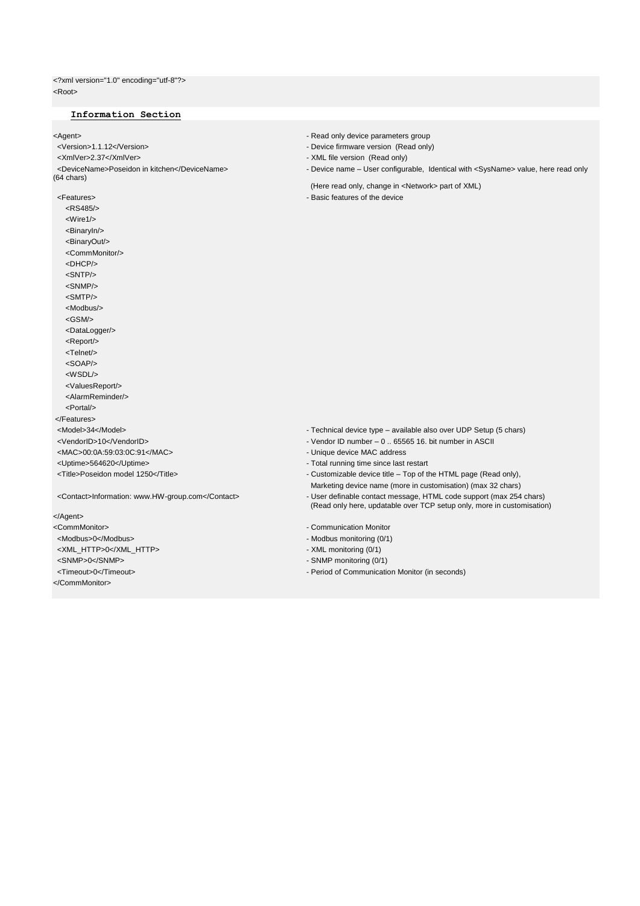```
<?xml version="1.0" encoding="utf-8"?>
<Root>
```

**Information Section**

```
<Agent>                                             - Read only device parameters group
 <Version>1.1.12</Version>                          - Device firmware version  (Read only)
 <XmlVer>2.37</XmlVer>                              - XML file version  (Read only)
 <DeviceName>Poseidon in kitchen</DeviceName>       - Device name – User configurable,  Identical with <SysName> value, here read only
(64 chars)
                                                      (Here read only, change in <Network> part of XML)
 <Features>                                         - Basic features of the device
   <RS485/>
   <Wire1/>
   <BinaryIn/>
   <BinaryOut/>
   <CommMonitor/>
   <DHCP/>
   <SNTP/>
   <SNMP/>
   <SMTP/>
   <Modbus/>
   <GSM/>
   <DataLogger/>
   <Report/>
   <Telnet/>
   <SOAP/>
   <WSDL/>
   <ValuesReport/>
   <AlarmReminder/>
   <Portal/>
 </Features>
 <Model>34</Model>                                  - Technical device type – available also over UDP Setup (5 chars)
 <VendorID>10</VendorID>                            - Vendor ID number – 0 .. 65565 16. bit number in ASCII
 <MAC>00:0A:59:03:0C:91</MAC>                       - Unique device MAC address
 <Uptime>564620</Uptime>                            - Total running time since last restart
 <Title>Poseidon model 1250</Title>                 - Customizable device title – Top of the HTML page (Read only),
                                                      Marketing device name (more in customisation) (max 32 chars)
 <Contact>Information: www.HW-group.com</Contact>   - User definable contact message, HTML code support (max 254 chars)
                                                      (Read only here, updatable over TCP setup only, more in customisation)
</Agent>
<CommMonitor>                                       - Communication Monitor
 <Modbus>0</Modbus>                                 - Modbus monitoring (0/1)
 <XML_HTTP>0</XML_HTTP>                             - XML monitoring (0/1)
 <SNMP>0</SNMP>                                     - SNMP monitoring (0/1)
 <Timeout>0</Timeout>                               - Period of Communication Monitor (in seconds)
</CommMonitor>
```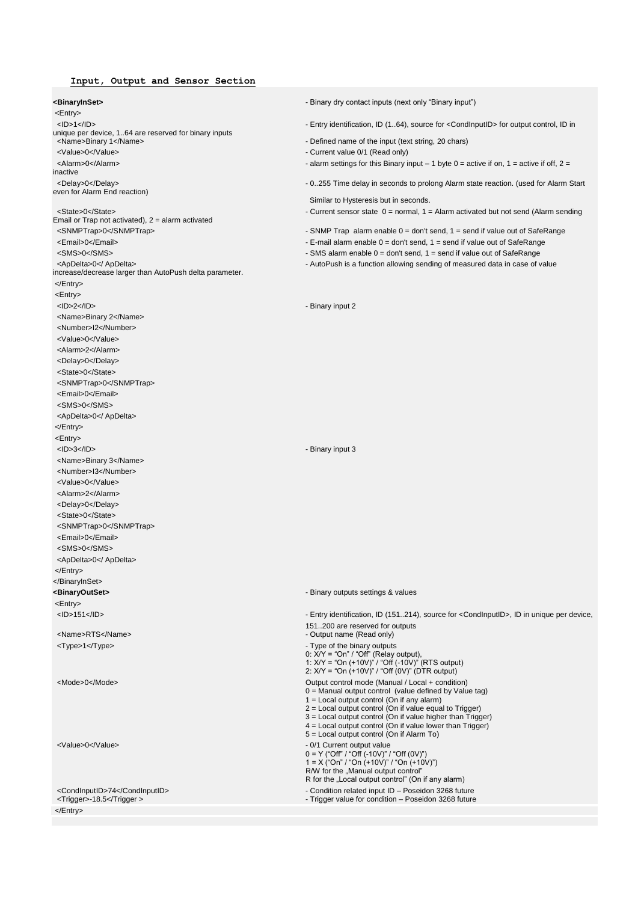## Input, Output and Sensor Section

| | |
|---|---|
| **<BinaryInSet>** | - Binary dry contact inputs (next only "Binary input") |
| <Entry> | |
| <ID>1</ID> | - Entry identification, ID (1..64), source for <CondInputID> for output control, ID in unique per device, 1..64 are reserved for binary inputs |
| <Name>Binary 1</Name> | - Defined name of the input (text string, 20 chars) |
| <Value>0</Value> | - Current value 0/1 (Read only) |
| <Alarm>0</Alarm> | - alarm settings for this Binary input – 1 byte 0 = active if on, 1 = active if off, 2 = inactive |
| <Delay>0</Delay> | - 0..255 Time delay in seconds to prolong Alarm state reaction. (used for Alarm Start even for Alarm End reaction) Similar to Hysteresis but in seconds. |
| <State>0</State> | - Current sensor state 0 = normal, 1 = Alarm activated but not send (Alarm sending Email or Trap not activated), 2 = alarm activated |
| <SNMPTrap>0</SNMPTrap> | - SNMP Trap alarm enable 0 = don't send, 1 = send if value out of SafeRange |
| <Email>0</Email> | - E-mail alarm enable 0 = don't send, 1 = send if value out of SafeRange |
| <SMS>0</SMS> | - SMS alarm enable 0 = don't send, 1 = send if value out of SafeRange |
| <ApDelta>0</ ApDelta> | - AutoPush is a function allowing sending of measured data in case of value increase/decrease larger than AutoPush delta parameter. |
| </Entry> | |
| <Entry> | |
| <ID>2</ID> | - Binary input 2 |
| <Name>Binary 2</Name> | |
| <Number>I2</Number> | |
| <Value>0</Value> | |
| <Alarm>2</Alarm> | |
| <Delay>0</Delay> | |
| <State>0</State> | |
| <SNMPTrap>0</SNMPTrap> | |
| <Email>0</Email> | |
| <SMS>0</SMS> | |
| <ApDelta>0</ ApDelta> | |
| </Entry> | |
| <Entry> | |
| <ID>3</ID> | - Binary input 3 |
| <Name>Binary 3</Name> | |
| <Number>I3</Number> | |
| <Value>0</Value> | |
| <Alarm>2</Alarm> | |
| <Delay>0</Delay> | |
| <State>0</State> | |
| <SNMPTrap>0</SNMPTrap> | |
| <Email>0</Email> | |
| <SMS>0</SMS> | |
| <ApDelta>0</ ApDelta> | |
| </Entry> | |
| </BinaryInSet> | |
| **<BinaryOutSet>** | - Binary outputs settings & values |
| <Entry> | |
| <ID>151</ID> | - Entry identification, ID (151..214), source for <CondInputID>, ID in unique per device, 151..200 are reserved for outputs |
| <Name>RTS</Name> | - Output name (Read only) |
| <Type>1</Type> | - Type of the binary outputs<br>0: X/Y = "On" / "Off" (Relay output),<br>1: X/Y = "On (+10V)" / "Off (-10V)" (RTS output)<br>2: X/Y = "On (+10V)" / "Off (0V)" (DTR output) |
| <Mode>0</Mode> | Output control mode (Manual / Local + condition)<br>0 = Manual output control (value defined by Value tag)<br>1 = Local output control (On if any alarm)<br>2 = Local output control (On if value equal to Trigger)<br>3 = Local output control (On if value higher than Trigger)<br>4 = Local output control (On if value lower than Trigger)<br>5 = Local output control (On if Alarm To) |
| <Value>0</Value> | - 0/1 Current output value<br>0 = Y ("Off" / "Off (-10V)" / "Off (0V)")<br>1 = X ("On" / "On (+10V)" / "On (+10V)")<br>R/W for the „Manual output control"<br>R for the „Local output control" (On if any alarm) |
| <CondInputID>74</CondInputID> | - Condition related input ID – Poseidon 3268 future |
| <Trigger>-18.5</Trigger > | - Trigger value for condition – Poseidon 3268 future |
| </Entry> | |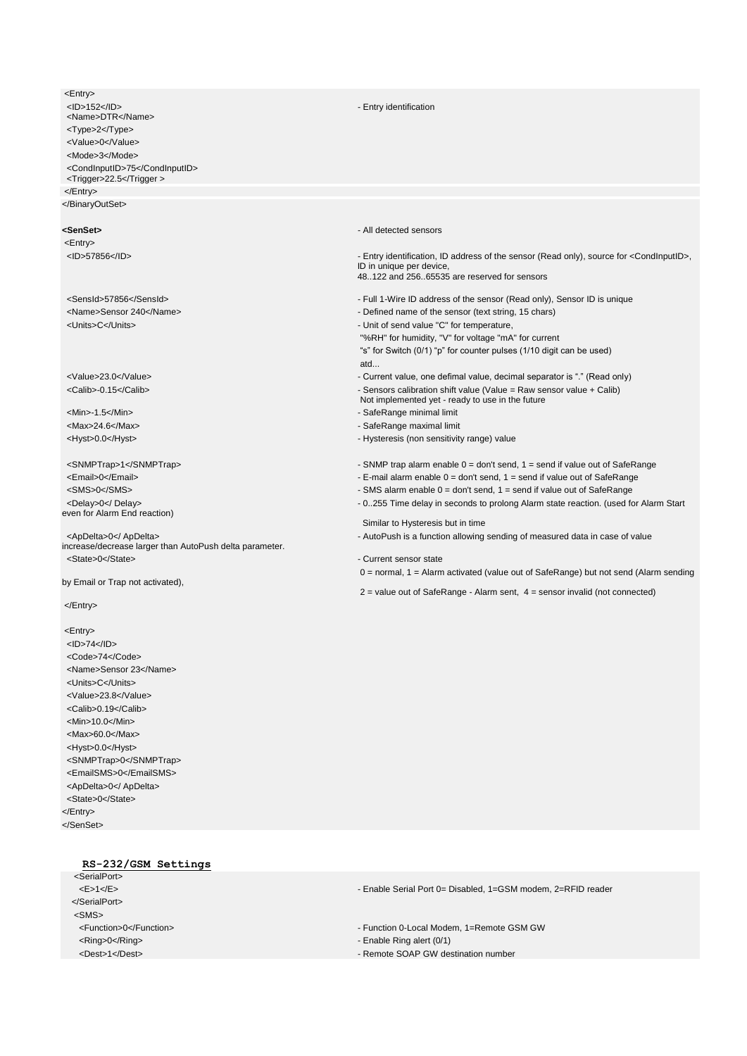| | |
|---|---|
| `<Entry>` | |
| `<ID>152</ID>` | - Entry identification |
| `<Name>DTR</Name>` | |
| `<Type>2</Type>` | |
| `<Value>0</Value>` | |
| `<Mode>3</Mode>` | |
| `<CondInputID>75</CondInputID>` | |
| `<Trigger>22.5</Trigger >` | |
| `</Entry>` | |
| `</BinaryOutSet>` | |
| | |
| **`<SenSet>`** | - All detected sensors |
| `<Entry>` | |
| `<ID>57856</ID>` | - Entry identification, ID address of the sensor (Read only), source for `<CondInputID>`, ID in unique per device,<br>48..122 and 256..65535 are reserved for sensors |
| `<SensId>57856</SensId>` | - Full 1-Wire ID address of the sensor (Read only), Sensor ID is unique |
| `<Name>Sensor 240</Name>` | - Defined name of the sensor (text string, 15 chars) |
| `<Units>C</Units>` | - Unit of send value "C" for temperature,<br>"%RH" for humidity, "V" for voltage "mA" for current<br>"s" for Switch (0/1) "p" for counter pulses (1/10 digit can be used)<br>atd... |
| `<Value>23.0</Value>` | - Current value, one defimal value, decimal separator is "." (Read only) |
| `<Calib>-0.15</Calib>` | - Sensors calibration shift value (Value = Raw sensor value + Calib)<br>Not implemented yet - ready to use in the future |
| `<Min>-1.5</Min>` | - SafeRange minimal limit |
| `<Max>24.6</Max>` | - SafeRange maximal limit |
| `<Hyst>0.0</Hyst>` | - Hysteresis (non sensitivity range) value |
| `<SNMPTrap>1</SNMPTrap>` | - SNMP trap alarm enable 0 = don't send, 1 = send if value out of SafeRange |
| `<Email>0</Email>` | - E-mail alarm enable 0 = don't send, 1 = send if value out of SafeRange |
| `<SMS>0</SMS>` | - SMS alarm enable 0 = don't send, 1 = send if value out of SafeRange |
| `<Delay>0</ Delay>` | - 0..255 Time delay in seconds to prolong Alarm state reaction. (used for Alarm Start even for Alarm End reaction)<br>Similar to Hysteresis but in time |
| `<ApDelta>0</ ApDelta>` | - AutoPush is a function allowing sending of measured data in case of value increase/decrease larger than AutoPush delta parameter. |
| `<State>0</State>` | - Current sensor state<br>0 = normal, 1 = Alarm activated (value out of SafeRange) but not send (Alarm sending by Email or Trap not activated),<br>2 = value out of SafeRange - Alarm sent, 4 = sensor invalid (not connected) |
| `</Entry>` | |

```
<Entry>
 <ID>74</ID>
 <Code>74</Code>
 <Name>Sensor 23</Name>
 <Units>C</Units>
 <Value>23.8</Value>
 <Calib>0.19</Calib>
 <Min>10.0</Min>
 <Max>60.0</Max>
 <Hyst>0.0</Hyst>
 <SNMPTrap>0</SNMPTrap>
 <EmailSMS>0</EmailSMS>
 <ApDelta>0</ ApDelta>
 <State>0</State>
</Entry>
</SenSet>
```

## RS-232/GSM Settings

| | |
|---|---|
| `<SerialPort>` | |
| `<E>1</E>` | - Enable Serial Port 0= Disabled, 1=GSM modem, 2=RFID reader |
| `</SerialPort>` | |
| `<SMS>` | |
| `<Function>0</Function>` | - Function 0-Local Modem, 1=Remote GSM GW |
| `<Ring>0</Ring>` | - Enable Ring alert (0/1) |
| `<Dest>1</Dest>` | - Remote SOAP GW destination number |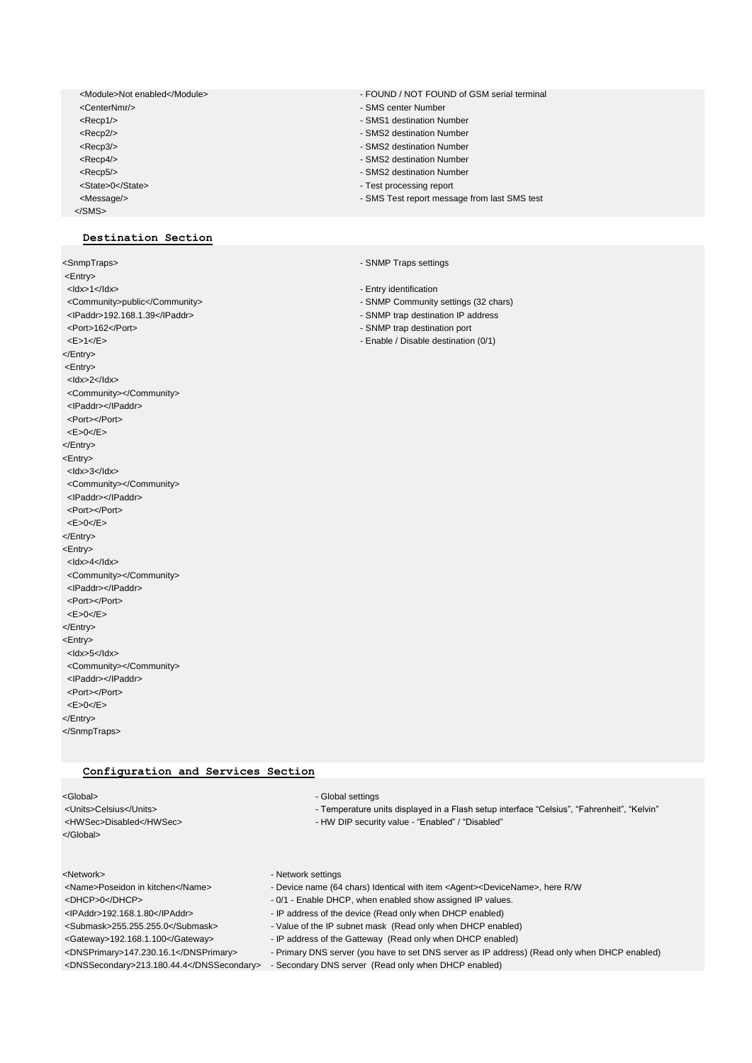```
    <Module>Not enabled</Module>              - FOUND / NOT FOUND of GSM serial terminal
    <CenterNmr/>                              - SMS center Number
    <Recp1/>                                  - SMS1 destination Number
    <Recp2/>                                  - SMS2 destination Number
    <Recp3/>                                  - SMS2 destination Number
    <Recp4/>                                  - SMS2 destination Number
    <Recp5/>                                  - SMS2 destination Number
    <State>0</State>                          - Test processing report
    <Message/>                                - SMS Test report message from last SMS test
  </SMS>
```

### Destination Section

```
<SnmpTraps>                                   - SNMP Traps settings
 <Entry>
 <Idx>1</Idx>                                 - Entry identification
 <Community>public</Community>                - SNMP Community settings (32 chars)
 <IPaddr>192.168.1.39</IPaddr>                - SNMP trap destination IP address
 <Port>162</Port>                             - SNMP trap destination port
 <E>1</E>                                     - Enable / Disable destination (0/1)
</Entry>
 <Entry>
 <Idx>2</Idx>
 <Community></Community>
 <IPaddr></IPaddr>
 <Port></Port>
 <E>0</E>
</Entry>
<Entry>
 <Idx>3</Idx>
 <Community></Community>
 <IPaddr></IPaddr>
 <Port></Port>
 <E>0</E>
</Entry>
<Entry>
 <Idx>4</Idx>
 <Community></Community>
 <IPaddr></IPaddr>
 <Port></Port>
 <E>0</E>
</Entry>
<Entry>
 <Idx>5</Idx>
 <Community></Community>
 <IPaddr></IPaddr>
 <Port></Port>
 <E>0</E>
</Entry>
</SnmpTraps>
```

### Configuration and Services Section

```
<Global>                                      - Global settings
 <Units>Celsius</Units>                       - Temperature units displayed in a Flash setup interface "Celsius", "Fahrenheit", "Kelvin"
 <HWSec>Disabled</HWSec>                      - HW DIP security value - "Enabled" / "Disabled"
</Global>
```

```
<Network>                                     - Network settings
 <Name>Poseidon in kitchen</Name>             - Device name (64 chars) Identical with item <Agent><DeviceName>, here R/W
 <DHCP>0</DHCP>                               - 0/1 - Enable DHCP, when enabled show assigned IP values.
 <IPAddr>192.168.1.80</IPAddr>                - IP address of the device (Read only when DHCP enabled)
 <Submask>255.255.255.0</Submask>             - Value of the IP subnet mask (Read only when DHCP enabled)
 <Gateway>192.168.1.100</Gateway>             - IP address of the Gatteway (Read only when DHCP enabled)
 <DNSPrimary>147.230.16.1</DNSPrimary>        - Primary DNS server (you have to set DNS server as IP address) (Read only when DHCP enabled)
 <DNSSecondary>213.180.44.4</DNSSecondary>    - Secondary DNS server (Read only when DHCP enabled)
```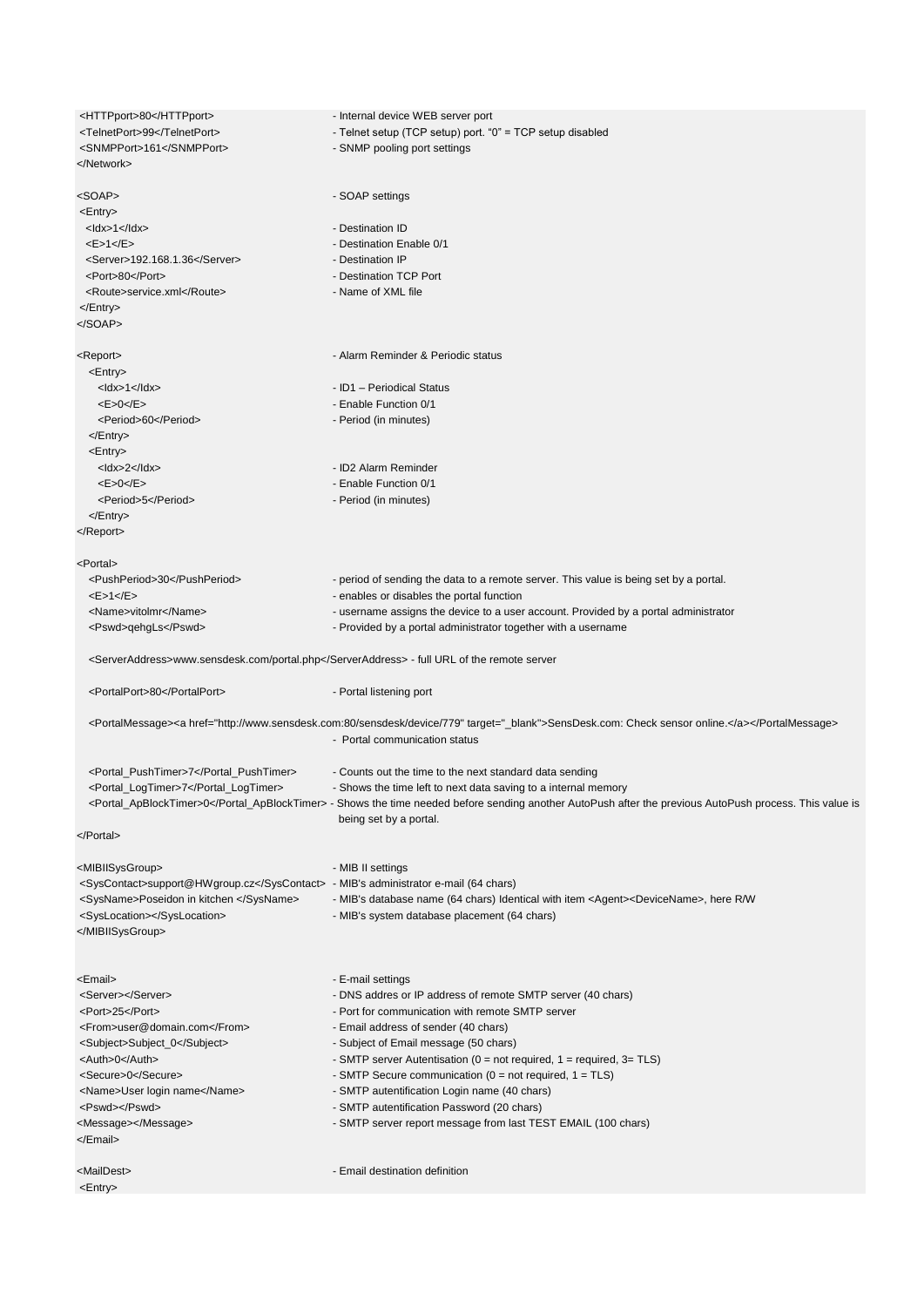```
 <HTTPport>80</HTTPport>                     - Internal device WEB server port
 <TelnetPort>99</TelnetPort>                 - Telnet setup (TCP setup) port. "0" = TCP setup disabled
 <SNMPPort>161</SNMPPort>                    - SNMP pooling port settings
</Network>

<SOAP>                                       - SOAP settings
 <Entry>
  <Idx>1</Idx>                               - Destination ID
  <E>1</E>                                   - Destination Enable 0/1
  <Server>192.168.1.36</Server>              - Destination IP
  <Port>80</Port>                            - Destination TCP Port
  <Route>service.xml</Route>                 - Name of XML file
 </Entry>
</SOAP>

<Report>                                     - Alarm Reminder & Periodic status
  <Entry>
    <Idx>1</Idx>                             - ID1 – Periodical Status
    <E>0</E>                                 - Enable Function 0/1
    <Period>60</Period>                      - Period (in minutes)
  </Entry>
  <Entry>
    <Idx>2</Idx>                             - ID2 Alarm Reminder
    <E>0</E>                                 - Enable Function 0/1
    <Period>5</Period>                       - Period (in minutes)
  </Entry>
</Report>

<Portal>
  <PushPeriod>30</PushPeriod>                - period of sending the data to a remote server. This value is being set by a portal.
  <E>1</E>                                   - enables or disables the portal function
  <Name>vitolmr</Name>                       - username assigns the device to a user account. Provided by a portal administrator
  <Pswd>qehgLs</Pswd>                        - Provided by a portal administrator together with a username

  <ServerAddress>www.sensdesk.com/portal.php</ServerAddress> - full URL of the remote server

  <PortalPort>80</PortalPort>                - Portal listening port

  <PortalMessage><a href="http://www.sensdesk.com:80/sensdesk/device/779" target="_blank">SensDesk.com: Check sensor online.</a></PortalMessage>
                                             -  Portal communication status

  <Portal_PushTimer>7</Portal_PushTimer>     - Counts out the time to the next standard data sending
  <Portal_LogTimer>7</Portal_LogTimer>       - Shows the time left to next data saving to a internal memory
  <Portal_ApBlockTimer>0</Portal_ApBlockTimer> - Shows the time needed before sending another AutoPush after the previous AutoPush process. This value is
                                               being set by a portal.
</Portal>

<MIBIISysGroup>                              - MIB II settings
 <SysContact>support@HWgroup.cz</SysContact> - MIB's administrator e-mail (64 chars)
 <SysName>Poseidon in kitchen </SysName>     - MIB's database name (64 chars) Identical with item <Agent><DeviceName>, here R/W
 <SysLocation></SysLocation>                 - MIB's system database placement (64 chars)
</MIBIISysGroup>


<Email>                                      - E-mail settings
 <Server></Server>                           - DNS addres or IP address of remote SMTP server (40 chars)
 <Port>25</Port>                             - Port for communication with remote SMTP server
 <From>user@domain.com</From>                - Email address of sender (40 chars)
 <Subject>Subject_0</Subject>                - Subject of Email message (50 chars)
 <Auth>0</Auth>                              - SMTP server Autentisation (0 = not required, 1 = required, 3= TLS)
 <Secure>0</Secure>                          - SMTP Secure communication (0 = not required, 1 = TLS)
 <Name>User login name</Name>                - SMTP autentification Login name (40 chars)
 <Pswd></Pswd>                               - SMTP autentification Password (20 chars)
<Message></Message>                          - SMTP server report message from last TEST EMAIL (100 chars)
</Email>

<MailDest>                                   - Email destination definition
 <Entry>
```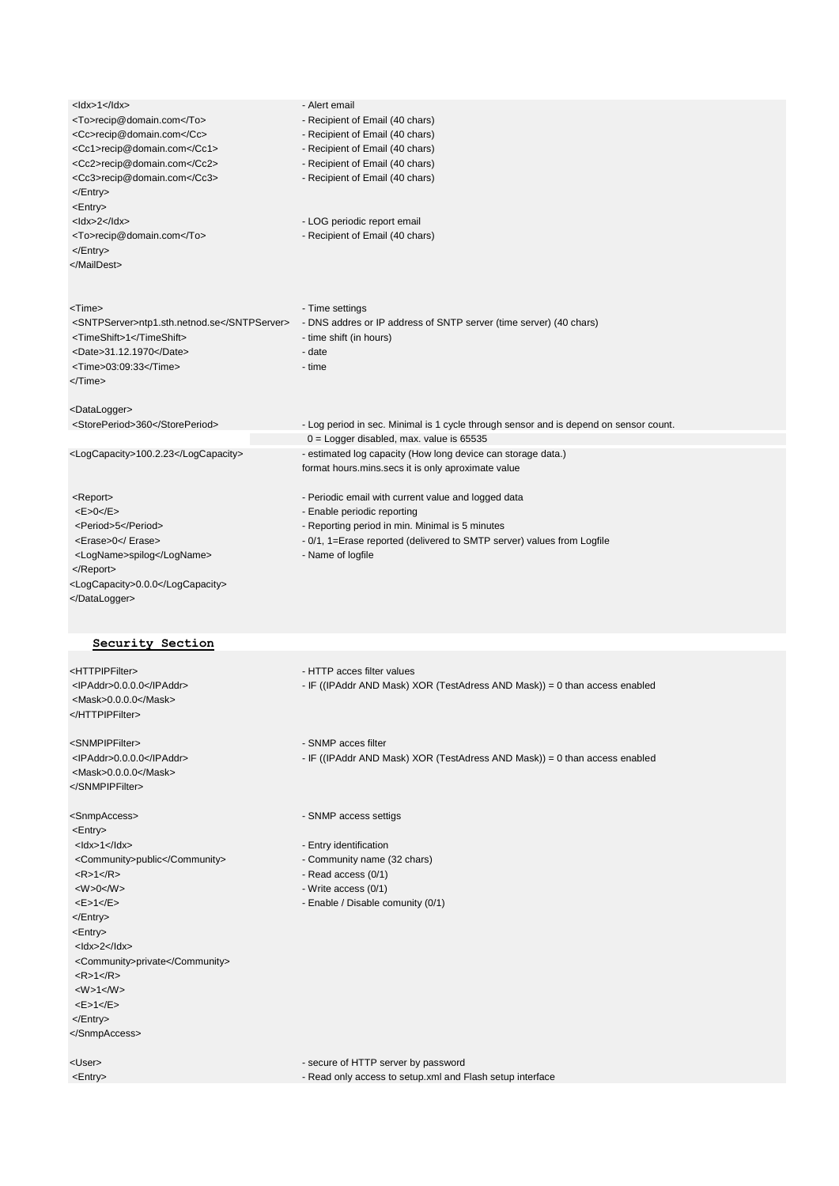| | |
|---|---|
| &lt;Idx&gt;1&lt;/Idx&gt; | - Alert email |
| &lt;To&gt;recip@domain.com&lt;/To&gt; | - Recipient of Email (40 chars) |
| &lt;Cc&gt;recip@domain.com&lt;/Cc&gt; | - Recipient of Email (40 chars) |
| &lt;Cc1&gt;recip@domain.com&lt;/Cc1&gt; | - Recipient of Email (40 chars) |
| &lt;Cc2&gt;recip@domain.com&lt;/Cc2&gt; | - Recipient of Email (40 chars) |
| &lt;Cc3&gt;recip@domain.com&lt;/Cc3&gt; | - Recipient of Email (40 chars) |
| &lt;/Entry&gt; | |
| &lt;Entry&gt; | |
| &lt;Idx&gt;2&lt;/Idx&gt; | - LOG periodic report email |
| &lt;To&gt;recip@domain.com&lt;/To&gt; | - Recipient of Email (40 chars) |
| &lt;/Entry&gt; | |
| &lt;/MailDest&gt; | |
| | |
| &lt;Time&gt; | - Time settings |
| &lt;SNTPServer&gt;ntp1.sth.netnod.se&lt;/SNTPServer&gt; | - DNS addres or IP address of SNTP server (time server) (40 chars) |
| &lt;TimeShift&gt;1&lt;/TimeShift&gt; | - time shift (in hours) |
| &lt;Date&gt;31.12.1970&lt;/Date&gt; | - date |
| &lt;Time&gt;03:09:33&lt;/Time&gt; | - time |
| &lt;/Time&gt; | |
| | |
| &lt;DataLogger&gt; | |
| &lt;StorePeriod&gt;360&lt;/StorePeriod&gt; | - Log period in sec. Minimal is 1 cycle through sensor and is depend on sensor count. 0 = Logger disabled, max. value is 65535 |
| &lt;LogCapacity&gt;100.2.23&lt;/LogCapacity&gt; | - estimated log capacity (How long device can storage data.) format hours.mins.secs it is only aproximate value |
| | |
| &lt;Report&gt; | - Periodic email with current value and logged data |
| &lt;E&gt;0&lt;/E&gt; | - Enable periodic reporting |
| &lt;Period&gt;5&lt;/Period&gt; | - Reporting period in min. Minimal is 5 minutes |
| &lt;Erase&gt;0&lt;/ Erase&gt; | - 0/1, 1=Erase reported (delivered to SMTP server) values from Logfile |
| &lt;LogName&gt;spilog&lt;/LogName&gt; | - Name of logfile |
| &lt;/Report&gt; | |
| &lt;LogCapacity&gt;0.0.0&lt;/LogCapacity&gt; | |
| &lt;/DataLogger&gt; | |

## Security Section

| | |
|---|---|
| &lt;HTTPIPFilter&gt; | - HTTP acces filter values |
| &lt;IPAddr&gt;0.0.0.0&lt;/IPAddr&gt; | - IF ((IPAddr AND Mask) XOR (TestAdress AND Mask)) = 0 than access enabled |
| &lt;Mask&gt;0.0.0.0&lt;/Mask&gt; | |
| &lt;/HTTPIPFilter&gt; | |
| | |
| &lt;SNMPIPFilter&gt; | - SNMP acces filter |
| &lt;IPAddr&gt;0.0.0.0&lt;/IPAddr&gt; | - IF ((IPAddr AND Mask) XOR (TestAdress AND Mask)) = 0 than access enabled |
| &lt;Mask&gt;0.0.0.0&lt;/Mask&gt; | |
| &lt;/SNMPIPFilter&gt; | |
| | |
| &lt;SnmpAccess&gt; | - SNMP access settigs |
| &lt;Entry&gt; | |
| &lt;Idx&gt;1&lt;/Idx&gt; | - Entry identification |
| &lt;Community&gt;public&lt;/Community&gt; | - Community name (32 chars) |
| &lt;R&gt;1&lt;/R&gt; | - Read access (0/1) |
| &lt;W&gt;0&lt;/W&gt; | - Write access (0/1) |
| &lt;E&gt;1&lt;/E&gt; | - Enable / Disable comunity (0/1) |
| &lt;/Entry&gt; | |
| &lt;Entry&gt; | |
| &lt;Idx&gt;2&lt;/Idx&gt; | |
| &lt;Community&gt;private&lt;/Community&gt; | |
| &lt;R&gt;1&lt;/R&gt; | |
| &lt;W&gt;1&lt;/W&gt; | |
| &lt;E&gt;1&lt;/E&gt; | |
| &lt;/Entry&gt; | |
| &lt;/SnmpAccess&gt; | |
| | |
| &lt;User&gt; | - secure of HTTP server by password |
| &lt;Entry&gt; | - Read only access to setup.xml and Flash setup interface |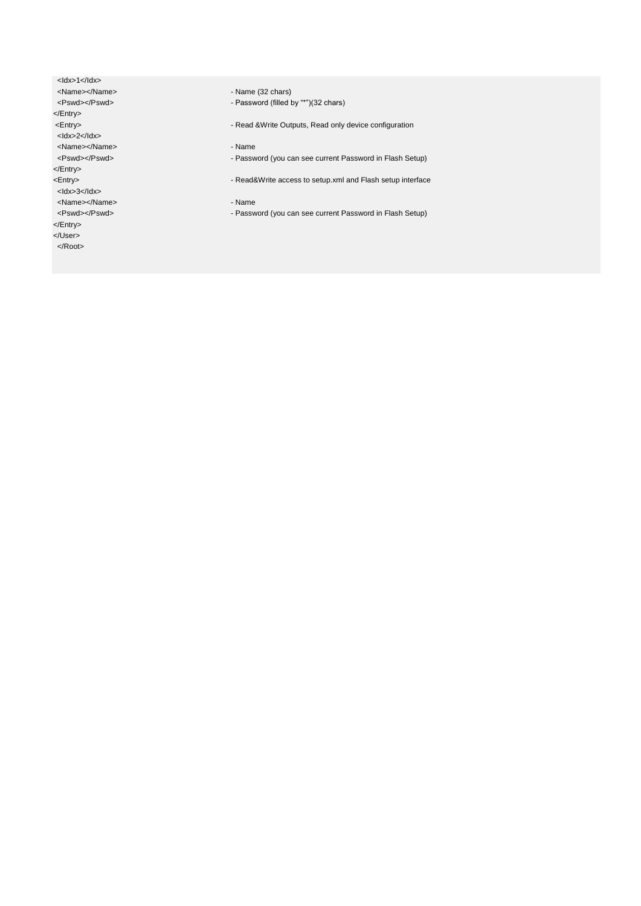```
  <Idx>1</Idx>
  <Name></Name>                          - Name (32 chars)
  <Pswd></Pswd>                          - Password (filled by "*")(32 chars)
</Entry>
 <Entry>                                 - Read &Write Outputs, Read only device configuration
  <Idx>2</Idx>
  <Name></Name>                          - Name
  <Pswd></Pswd>                          - Password (you can see current Password in Flash Setup)
</Entry>
<Entry>                                  - Read&Write access to setup.xml and Flash setup interface
  <Idx>3</Idx>
  <Name></Name>                          - Name
  <Pswd></Pswd>                          - Password (you can see current Password in Flash Setup)
</Entry>
</User>
  </Root>
```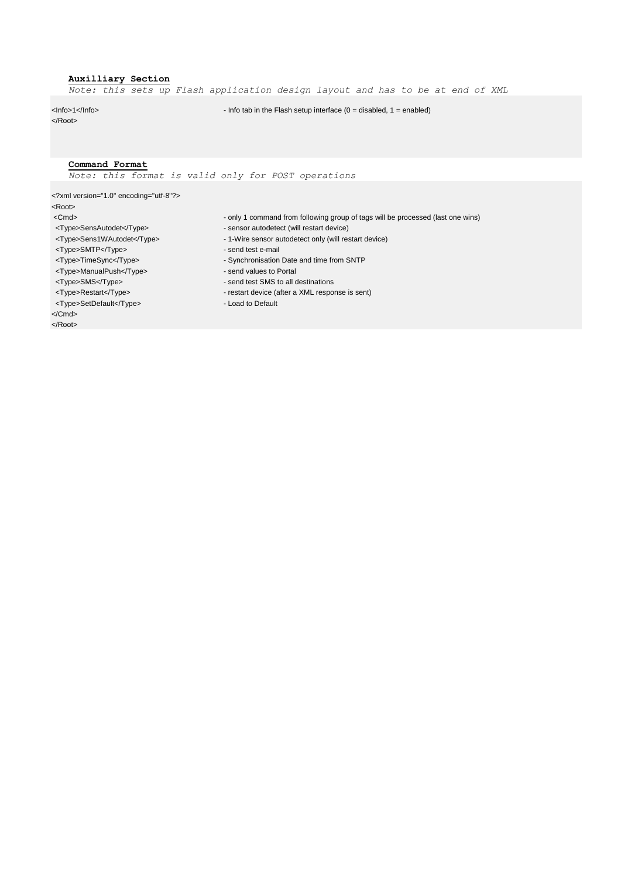**Auxilliary Section**

*Note: this sets up Flash application design layout and has to be at end of XML*

```
<Info>1</Info>                    - Info tab in the Flash setup interface (0 = disabled, 1 = enabled)
</Root>
```

**Command Format**

*Note: this format is valid only for POST operations*

```
<?xml version="1.0" encoding="utf-8"?>
<Root>
 <Cmd>                            - only 1 command from following group of tags will be processed (last one wins)
  <Type>SensAutodet</Type>        - sensor autodetect (will restart device)
  <Type>Sens1WAutodet</Type>      - 1-Wire sensor autodetect only (will restart device)
  <Type>SMTP</Type>               - send test e-mail
  <Type>TimeSync</Type>           - Synchronisation Date and time from SNTP
  <Type>ManualPush</Type>         - send values to Portal
  <Type>SMS</Type>                - send test SMS to all destinations
  <Type>Restart</Type>            - restart device (after a XML response is sent)
  <Type>SetDefault</Type>         - Load to Default
</Cmd>
</Root>
```